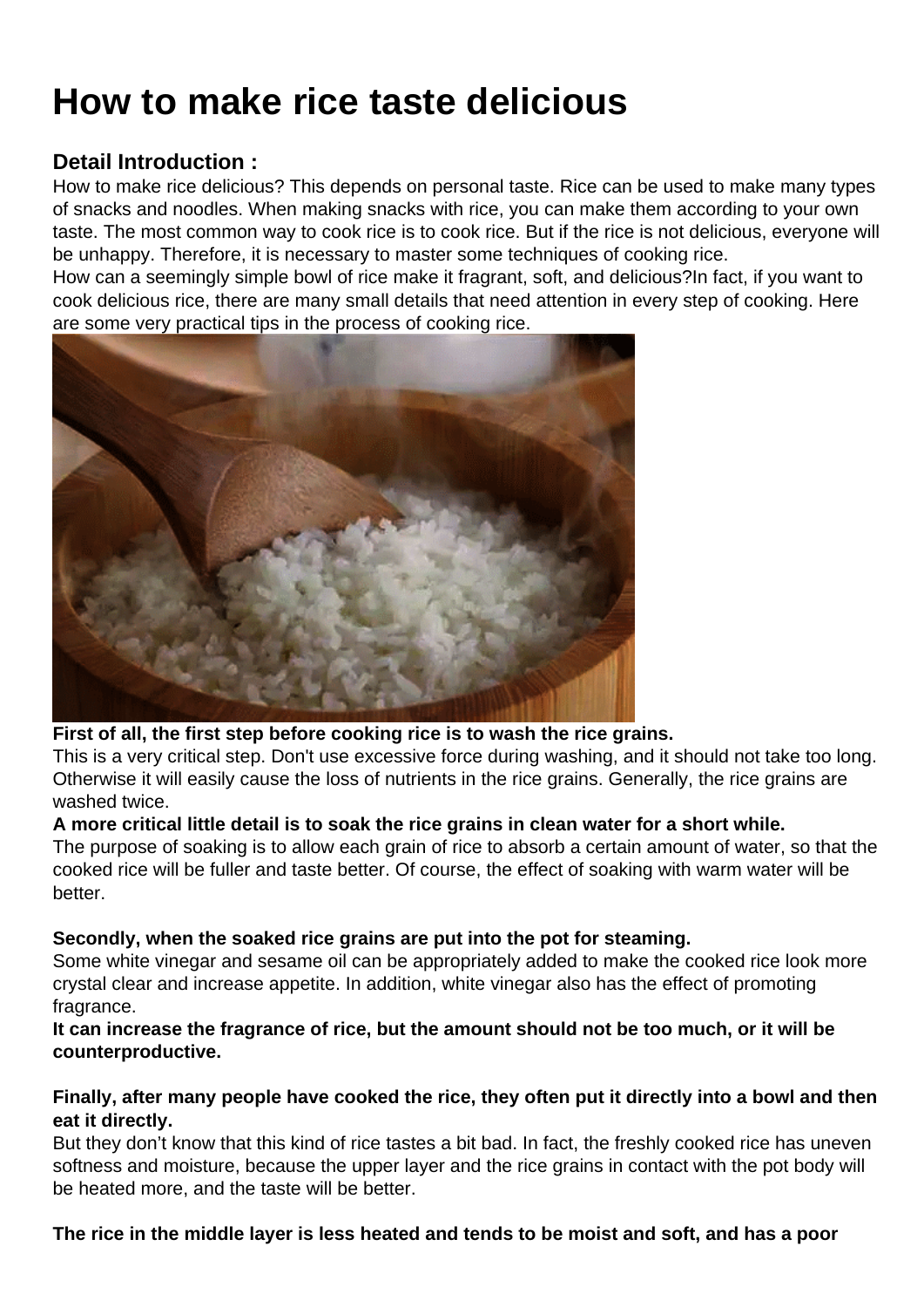# How to make rice taste delicious

### Detail Introduction :

How to make rice delicious? This depends on personal taste. Rice can be used to make many types of snacks and noodles. When making snacks with rice, you can make them according to your own taste. The most common way to cook rice is to cook rice. But if the rice is not delicious, everyone will be unhappy. Therefore, it is necessary to master some techniques of cooking rice.
How can a seemingly simple bowl of rice make it fragrant, soft, and delicious?In fact, if you want to cook delicious rice, there are many small details that need attention in every step of cooking. Here are some very practical tips in the process of cooking rice.

**First of all, the first step before cooking rice is to wash the rice grains.**
This is a very critical step. Don't use excessive force during washing, and it should not take too long. Otherwise it will easily cause the loss of nutrients in the rice grains. Generally, the rice grains are washed twice.

**A more critical little detail is to soak the rice grains in clean water for a short while.**
The purpose of soaking is to allow each grain of rice to absorb a certain amount of water, so that the cooked rice will be fuller and taste better. Of course, the effect of soaking with warm water will be better.

**Secondly, when the soaked rice grains are put into the pot for steaming.**
Some white vinegar and sesame oil can be appropriately added to make the cooked rice look more crystal clear and increase appetite. In addition, white vinegar also has the effect of promoting fragrance.

**It can increase the fragrance of rice, but the amount should not be too much, or it will be counterproductive.**

**Finally, after many people have cooked the rice, they often put it directly into a bowl and then eat it directly.**
But they don't know that this kind of rice tastes a bit bad. In fact, the freshly cooked rice has uneven softness and moisture, because the upper layer and the rice grains in contact with the pot body will be heated more, and the taste will be better.

**The rice in the middle layer is less heated and tends to be moist and soft, and has a poor**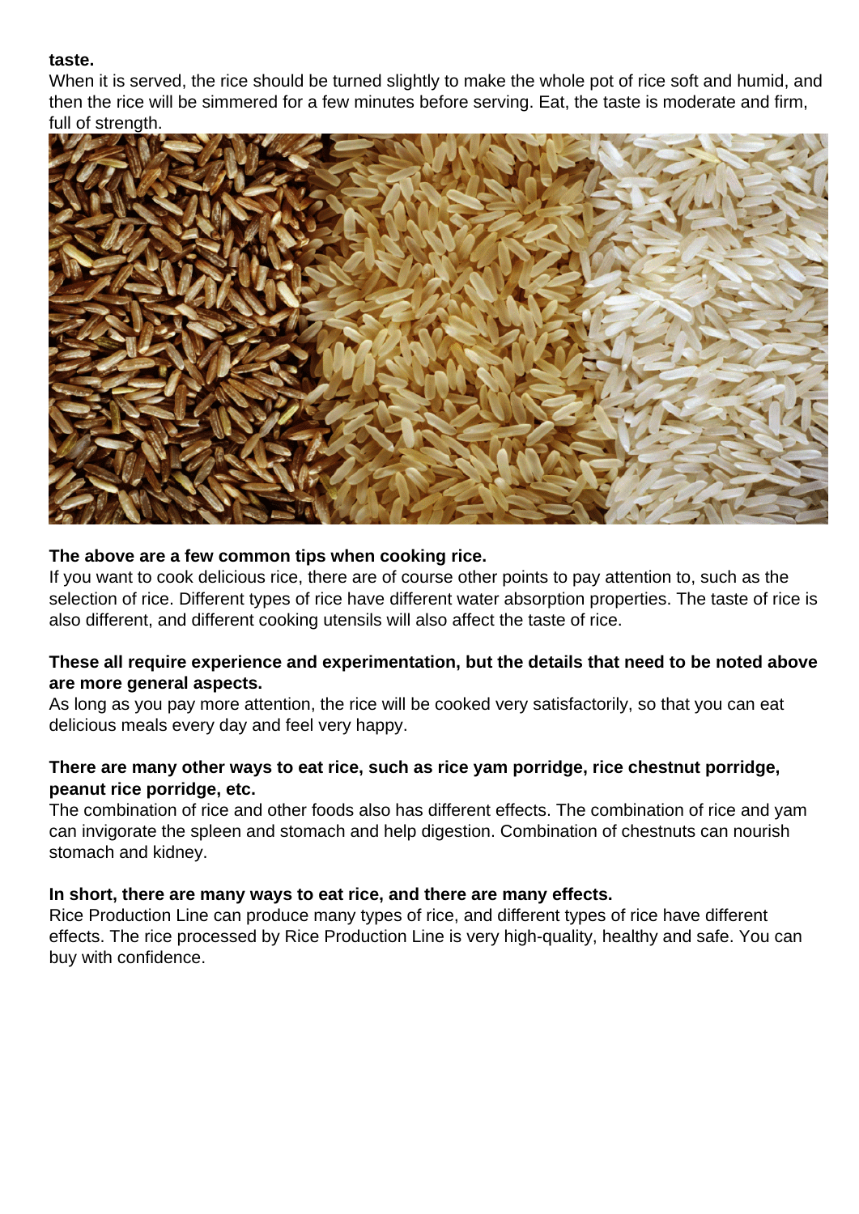**taste.**

When it is served, the rice should be turned slightly to make the whole pot of rice soft and humid, and then the rice will be simmered for a few minutes before serving. Eat, the taste is moderate and firm, full of strength.

**The above are a few common tips when cooking rice.**

If you want to cook delicious rice, there are of course other points to pay attention to, such as the selection of rice. Different types of rice have different water absorption properties. The taste of rice is also different, and different cooking utensils will also affect the taste of rice.

**These all require experience and experimentation, but the details that need to be noted above are more general aspects.**

As long as you pay more attention, the rice will be cooked very satisfactorily, so that you can eat delicious meals every day and feel very happy.

**There are many other ways to eat rice, such as rice yam porridge, rice chestnut porridge, peanut rice porridge, etc.**

The combination of rice and other foods also has different effects. The combination of rice and yam can invigorate the spleen and stomach and help digestion. Combination of chestnuts can nourish stomach and kidney.

**In short, there are many ways to eat rice, and there are many effects.**

Rice Production Line can produce many types of rice, and different types of rice have different effects. The rice processed by Rice Production Line is very high-quality, healthy and safe. You can buy with confidence.